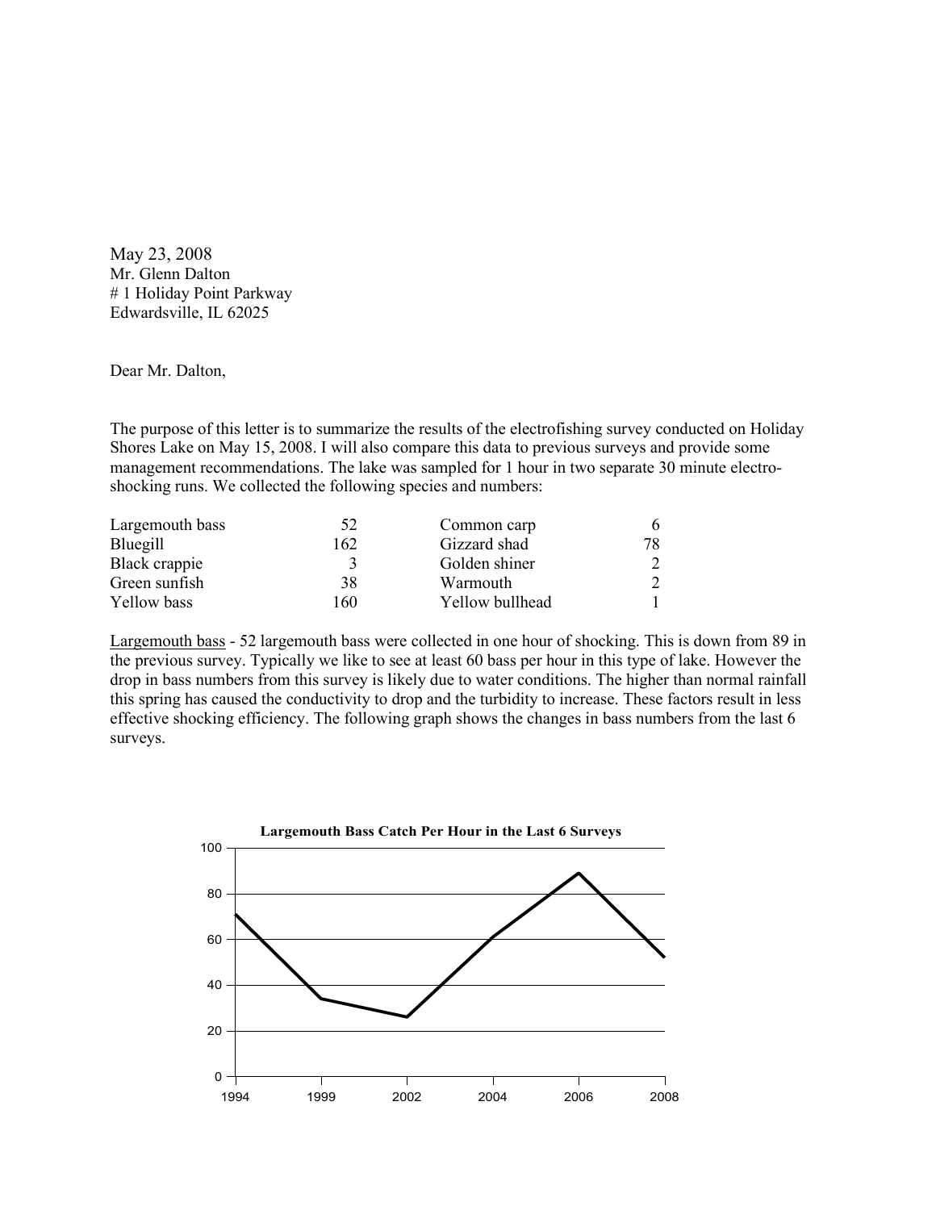May 23, 2008
Mr. Glenn Dalton
# 1 Holiday Point Parkway
Edwardsville, IL 62025

Dear Mr. Dalton,

The purpose of this letter is to summarize the results of the electrofishing survey conducted on Holiday Shores Lake on May 15, 2008. I will also compare this data to previous surveys and provide some management recommendations. The lake was sampled for 1 hour in two separate 30 minute electro-shocking runs. We collected the following species and numbers:

| Species | Number | Species | Number |
|---|---|---|---|
| Largemouth bass | 52 | Common carp | 6 |
| Bluegill | 162 | Gizzard shad | 78 |
| Black crappie | 3 | Golden shiner | 2 |
| Green sunfish | 38 | Warmouth | 2 |
| Yellow bass | 160 | Yellow bullhead | 1 |

<u>Largemouth bass</u> - 52 largemouth bass were collected in one hour of shocking. This is down from 89 in the previous survey. Typically we like to see at least 60 bass per hour in this type of lake. However the drop in bass numbers from this survey is likely due to water conditions. The higher than normal rainfall this spring has caused the conductivity to drop and the turbidity to increase. These factors result in less effective shocking efficiency. The following graph shows the changes in bass numbers from the last 6 surveys.

**Largemouth Bass Catch Per Hour in the Last 6 Surveys**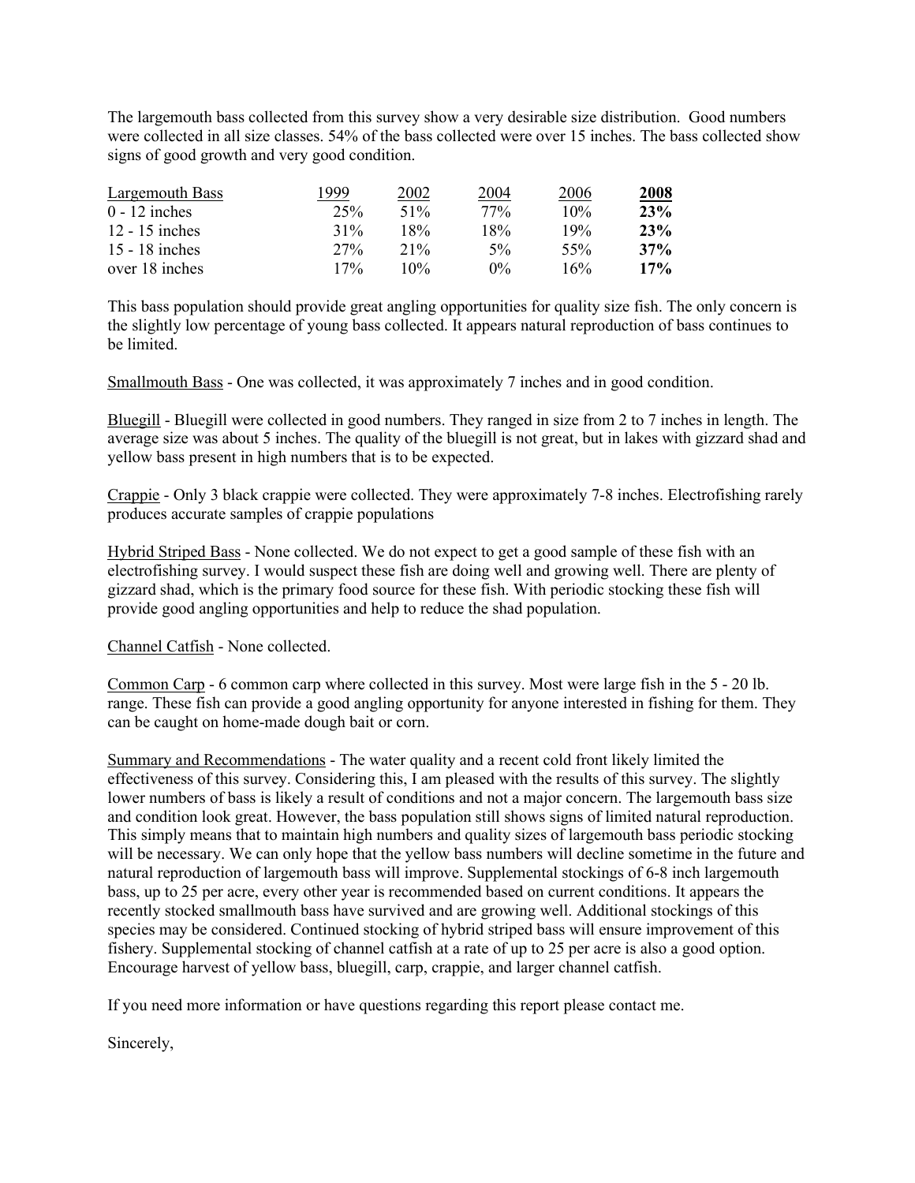The largemouth bass collected from this survey show a very desirable size distribution. Good numbers were collected in all size classes. 54% of the bass collected were over 15 inches. The bass collected show signs of good growth and very good condition.

| Largemouth Bass | 1999 | 2002 | 2004 | 2006 | **2008** |
|---|---|---|---|---|---|
| 0 - 12 inches | 25% | 51% | 77% | 10% | **23%** |
| 12 - 15 inches | 31% | 18% | 18% | 19% | **23%** |
| 15 - 18 inches | 27% | 21% | 5% | 55% | **37%** |
| over 18 inches | 17% | 10% | 0% | 16% | **17%** |

This bass population should provide great angling opportunities for quality size fish. The only concern is the slightly low percentage of young bass collected. It appears natural reproduction of bass continues to be limited.

Smallmouth Bass - One was collected, it was approximately 7 inches and in good condition.

Bluegill - Bluegill were collected in good numbers. They ranged in size from 2 to 7 inches in length. The average size was about 5 inches. The quality of the bluegill is not great, but in lakes with gizzard shad and yellow bass present in high numbers that is to be expected.

Crappie - Only 3 black crappie were collected. They were approximately 7-8 inches. Electrofishing rarely produces accurate samples of crappie populations

Hybrid Striped Bass - None collected. We do not expect to get a good sample of these fish with an electrofishing survey. I would suspect these fish are doing well and growing well. There are plenty of gizzard shad, which is the primary food source for these fish. With periodic stocking these fish will provide good angling opportunities and help to reduce the shad population.

Channel Catfish - None collected.

Common Carp - 6 common carp where collected in this survey. Most were large fish in the 5 - 20 lb. range. These fish can provide a good angling opportunity for anyone interested in fishing for them. They can be caught on home-made dough bait or corn.

Summary and Recommendations - The water quality and a recent cold front likely limited the effectiveness of this survey. Considering this, I am pleased with the results of this survey. The slightly lower numbers of bass is likely a result of conditions and not a major concern. The largemouth bass size and condition look great. However, the bass population still shows signs of limited natural reproduction. This simply means that to maintain high numbers and quality sizes of largemouth bass periodic stocking will be necessary. We can only hope that the yellow bass numbers will decline sometime in the future and natural reproduction of largemouth bass will improve. Supplemental stockings of 6-8 inch largemouth bass, up to 25 per acre, every other year is recommended based on current conditions. It appears the recently stocked smallmouth bass have survived and are growing well. Additional stockings of this species may be considered. Continued stocking of hybrid striped bass will ensure improvement of this fishery. Supplemental stocking of channel catfish at a rate of up to 25 per acre is also a good option. Encourage harvest of yellow bass, bluegill, carp, crappie, and larger channel catfish.

If you need more information or have questions regarding this report please contact me.

Sincerely,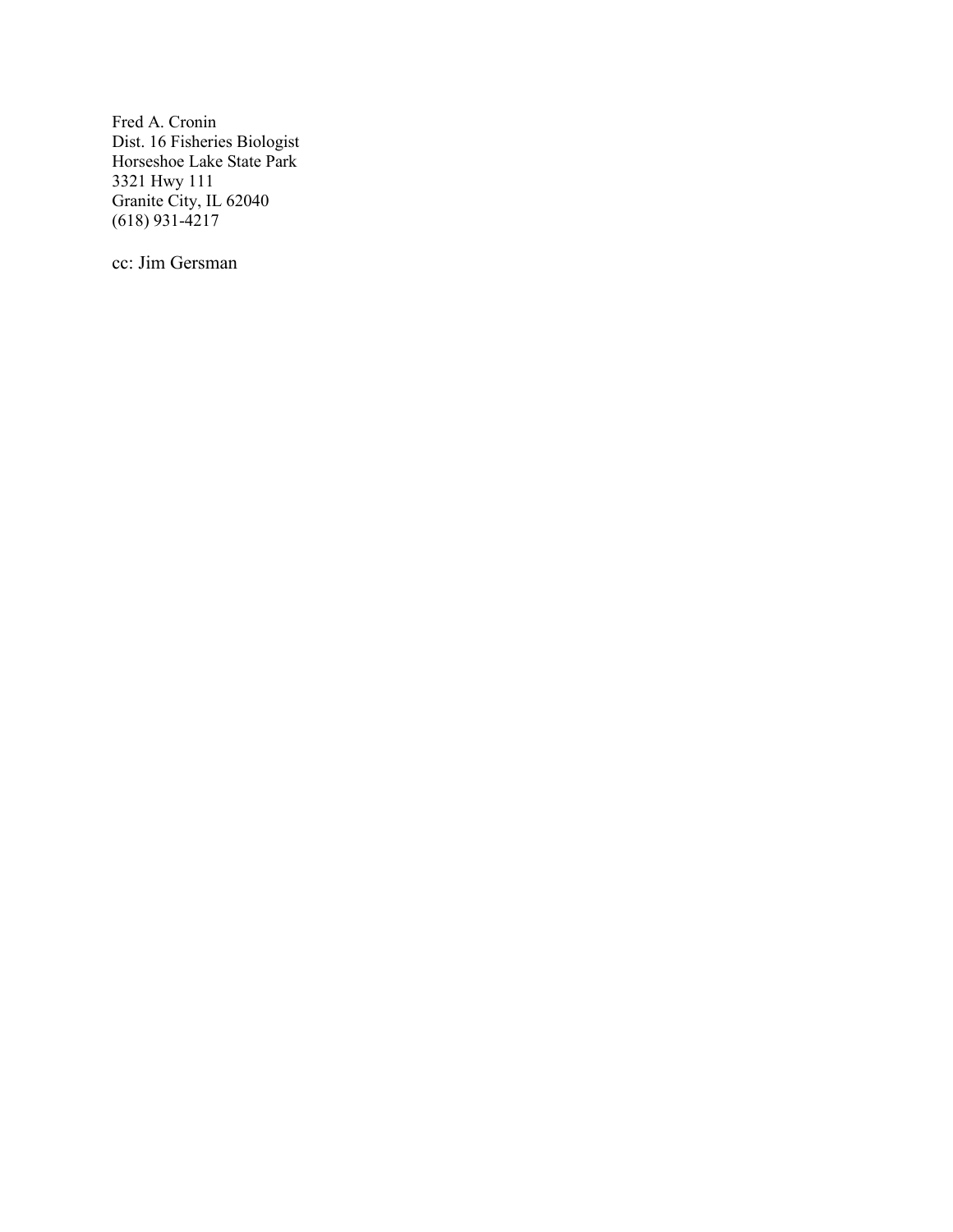Fred A. Cronin
Dist. 16 Fisheries Biologist
Horseshoe Lake State Park
3321 Hwy 111
Granite City, IL 62040
(618) 931-4217

cc: Jim Gersman